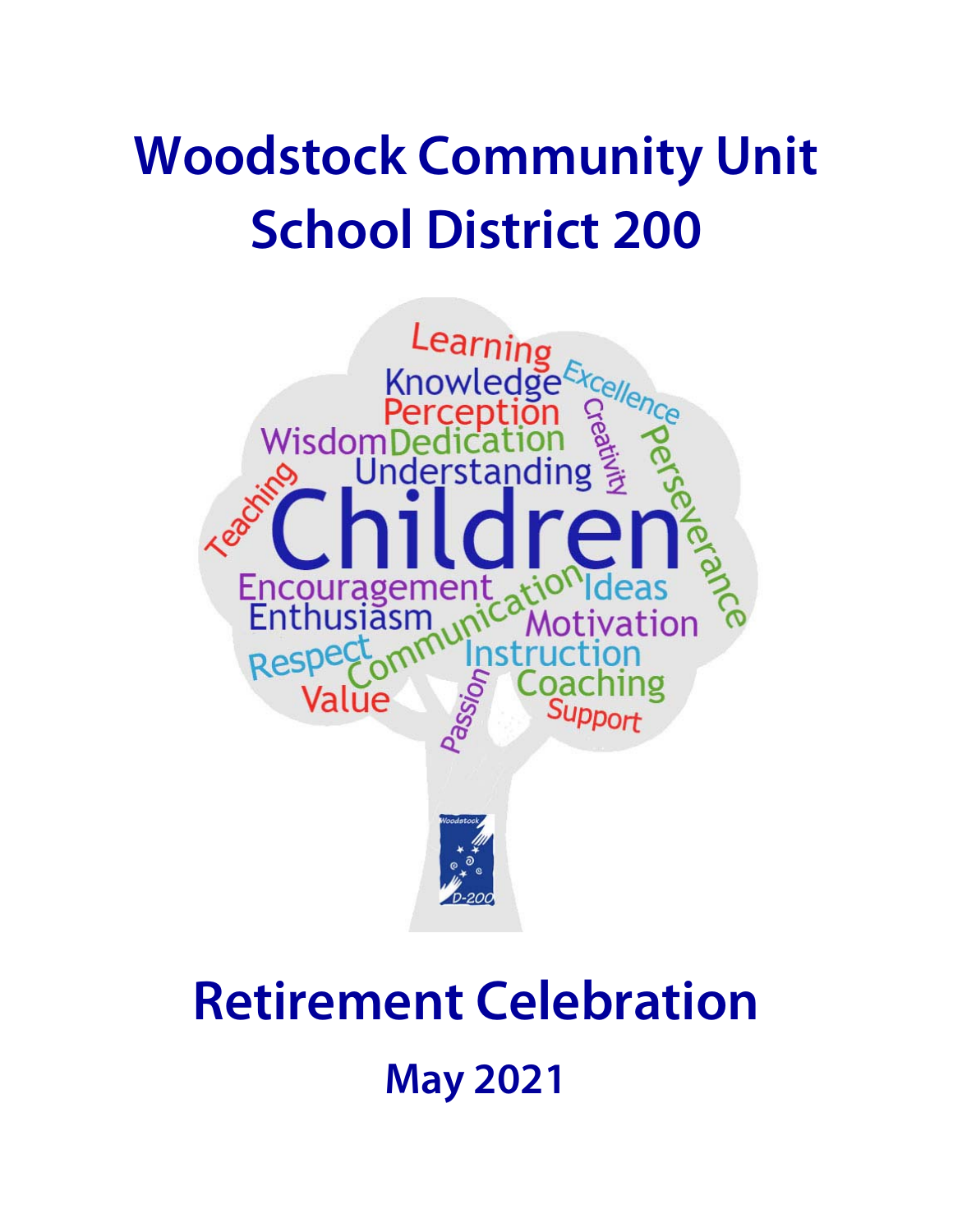# Woodstock Community Unit School District 200

# Retirement Celebration

## May 2021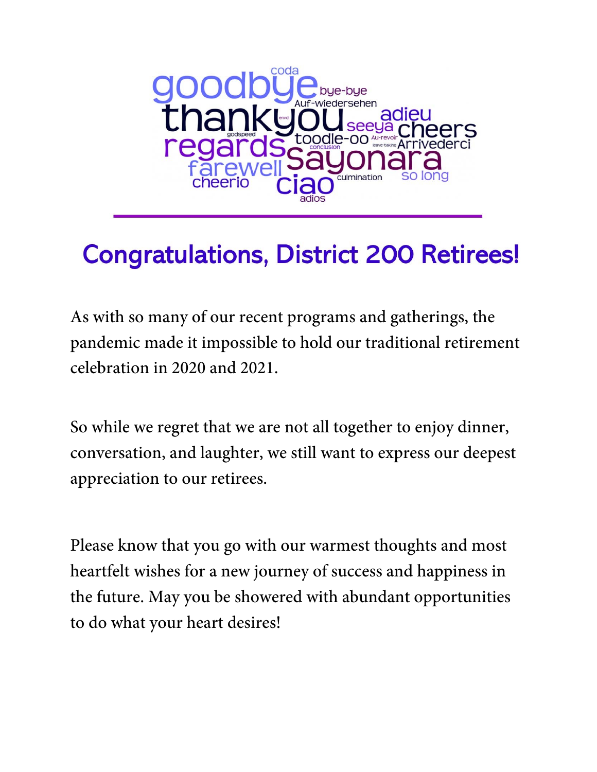## Congratulations, District 200 Retirees!

As with so many of our recent programs and gatherings, the pandemic made it impossible to hold our traditional retirement celebration in 2020 and 2021.

So while we regret that we are not all together to enjoy dinner, conversation, and laughter, we still want to express our deepest appreciation to our retirees.

Please know that you go with our warmest thoughts and most heartfelt wishes for a new journey of success and happiness in the future. May you be showered with abundant opportunities to do what your heart desires!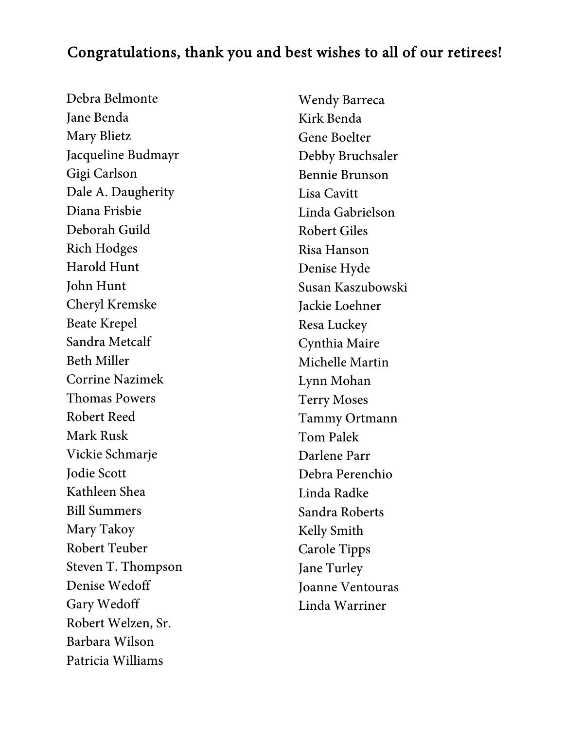## Congratulations, thank you and best wishes to all of our retirees!

Debra Belmonte
Jane Benda
Mary Blietz
Jacqueline Budmayr
Gigi Carlson
Dale A. Daugherity
Diana Frisbie
Deborah Guild
Rich Hodges
Harold Hunt
John Hunt
Cheryl Kremske
Beate Krepel
Sandra Metcalf
Beth Miller
Corrine Nazimek
Thomas Powers
Robert Reed
Mark Rusk
Vickie Schmarje
Jodie Scott
Kathleen Shea
Bill Summers
Mary Takoy
Robert Teuber
Steven T. Thompson
Denise Wedoff
Gary Wedoff
Robert Welzen, Sr.
Barbara Wilson
Patricia Williams

Wendy Barreca
Kirk Benda
Gene Boelter
Debby Bruchsaler
Bennie Brunson
Lisa Cavitt
Linda Gabrielson
Robert Giles
Risa Hanson
Denise Hyde
Susan Kaszubowski
Jackie Loehner
Resa Luckey
Cynthia Maire
Michelle Martin
Lynn Mohan
Terry Moses
Tammy Ortmann
Tom Palek
Darlene Parr
Debra Perenchio
Linda Radke
Sandra Roberts
Kelly Smith
Carole Tipps
Jane Turley
Joanne Ventouras
Linda Warriner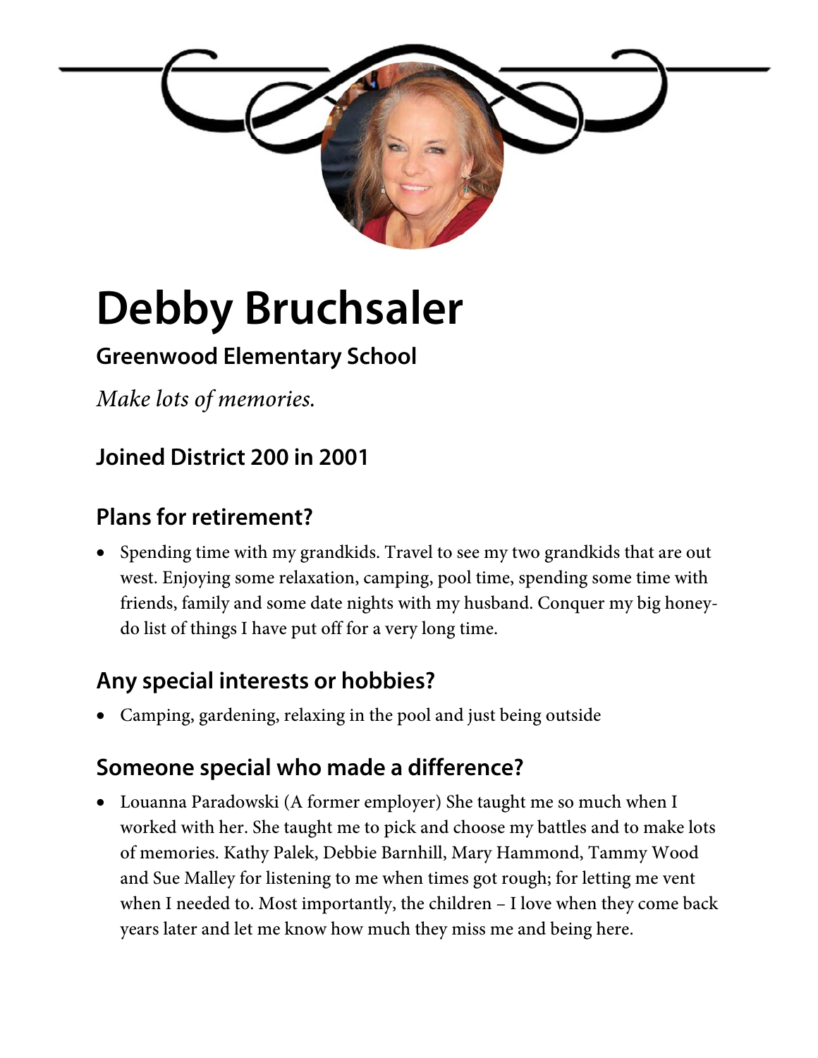# Debby Bruchsaler

### Greenwood Elementary School

*Make lots of memories.*

### Joined District 200 in 2001

### Plans for retirement?

- Spending time with my grandkids. Travel to see my two grandkids that are out west. Enjoying some relaxation, camping, pool time, spending some time with friends, family and some date nights with my husband. Conquer my big honey-do list of things I have put off for a very long time.

### Any special interests or hobbies?

- Camping, gardening, relaxing in the pool and just being outside

### Someone special who made a difference?

- Louanna Paradowski (A former employer) She taught me so much when I worked with her. She taught me to pick and choose my battles and to make lots of memories. Kathy Palek, Debbie Barnhill, Mary Hammond, Tammy Wood and Sue Malley for listening to me when times got rough; for letting me vent when I needed to. Most importantly, the children – I love when they come back years later and let me know how much they miss me and being here.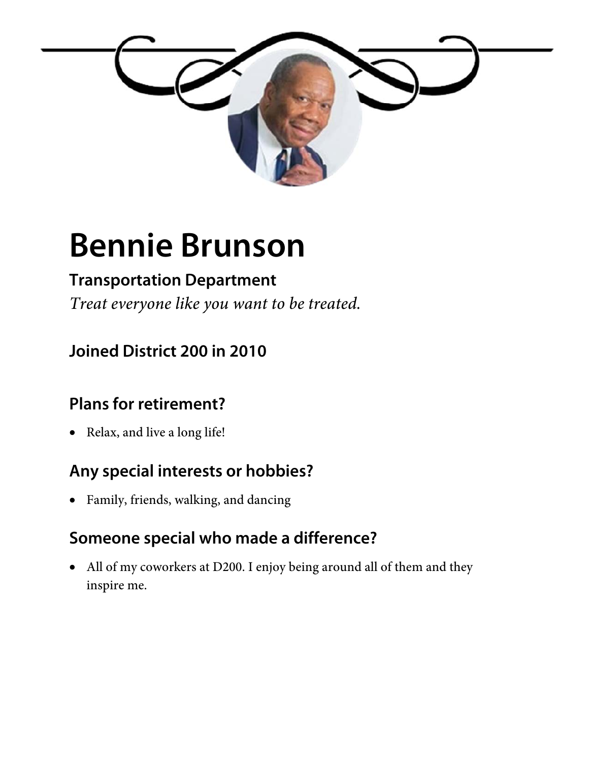# Bennie Brunson

### Transportation Department

*Treat everyone like you want to be treated.*

### Joined District 200 in 2010

### Plans for retirement?

- Relax, and live a long life!

### Any special interests or hobbies?

- Family, friends, walking, and dancing

### Someone special who made a difference?

- All of my coworkers at D200. I enjoy being around all of them and they inspire me.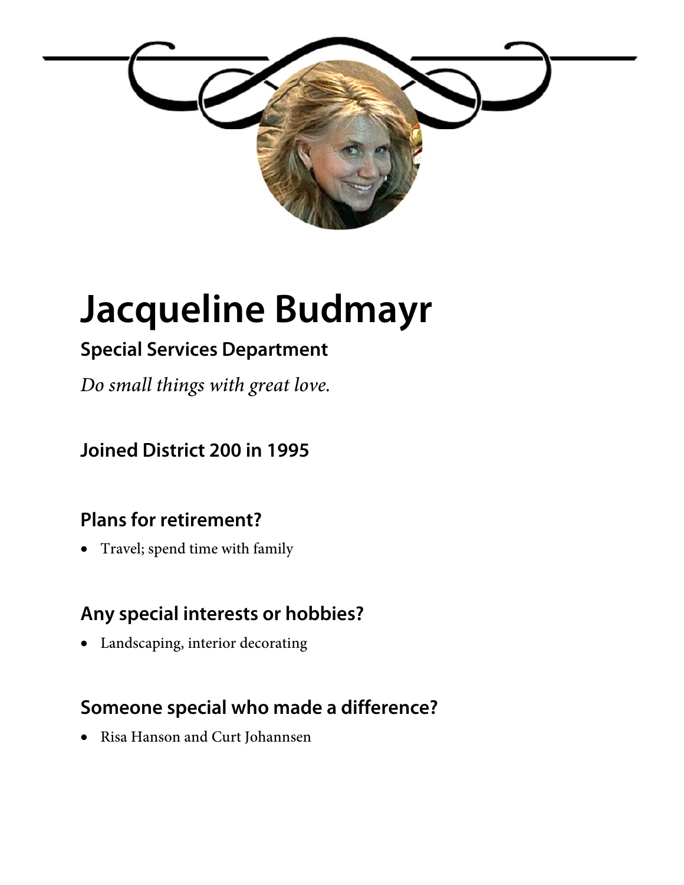# Jacqueline Budmayr

### Special Services Department

*Do small things with great love.*

### Joined District 200 in 1995

### Plans for retirement?

- Travel; spend time with family

### Any special interests or hobbies?

- Landscaping, interior decorating

### Someone special who made a difference?

- Risa Hanson and Curt Johannsen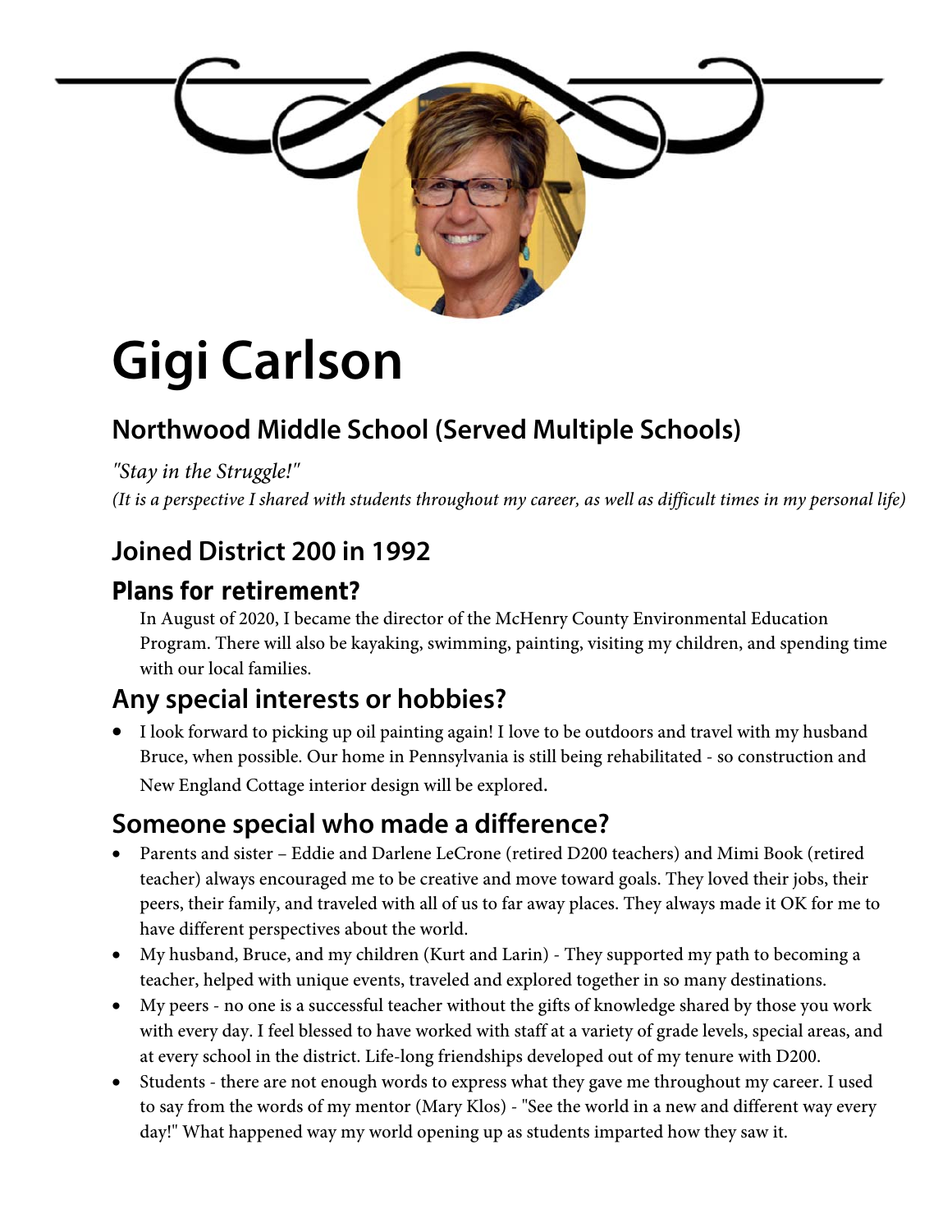# Gigi Carlson

## Northwood Middle School (Served Multiple Schools)

*"Stay in the Struggle!"*

*(It is a perspective I shared with students throughout my career, as well as difficult times in my personal life)*

## Joined District 200 in 1992

### Plans for retirement?

In August of 2020, I became the director of the McHenry County Environmental Education Program. There will also be kayaking, swimming, painting, visiting my children, and spending time with our local families.

### Any special interests or hobbies?

- I look forward to picking up oil painting again! I love to be outdoors and travel with my husband Bruce, when possible. Our home in Pennsylvania is still being rehabilitated - so construction and New England Cottage interior design will be explored.

### Someone special who made a difference?

- Parents and sister – Eddie and Darlene LeCrone (retired D200 teachers) and Mimi Book (retired teacher) always encouraged me to be creative and move toward goals. They loved their jobs, their peers, their family, and traveled with all of us to far away places. They always made it OK for me to have different perspectives about the world.
- My husband, Bruce, and my children (Kurt and Larin) - They supported my path to becoming a teacher, helped with unique events, traveled and explored together in so many destinations.
- My peers - no one is a successful teacher without the gifts of knowledge shared by those you work with every day. I feel blessed to have worked with staff at a variety of grade levels, special areas, and at every school in the district. Life-long friendships developed out of my tenure with D200.
- Students - there are not enough words to express what they gave me throughout my career. I used to say from the words of my mentor (Mary Klos) - "See the world in a new and different way every day!" What happened way my world opening up as students imparted how they saw it.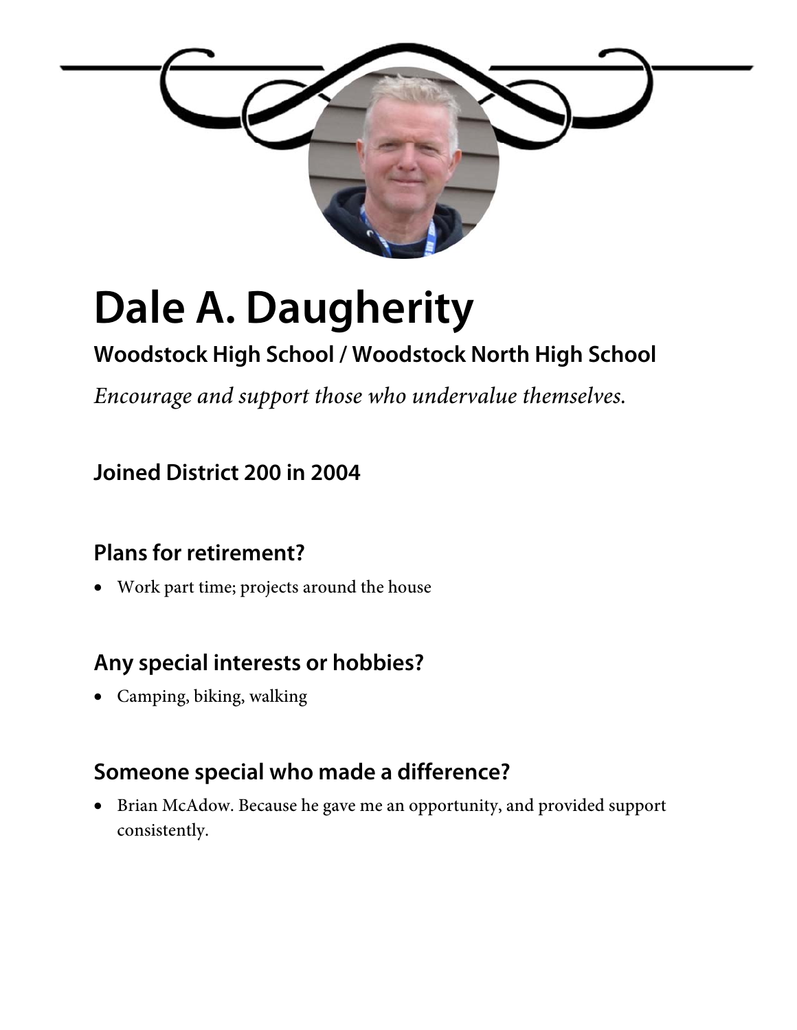# Dale A. Daugherity

### Woodstock High School / Woodstock North High School

*Encourage and support those who undervalue themselves.*

### Joined District 200 in 2004

### Plans for retirement?

- Work part time; projects around the house

### Any special interests or hobbies?

- Camping, biking, walking

### Someone special who made a difference?

- Brian McAdow. Because he gave me an opportunity, and provided support consistently.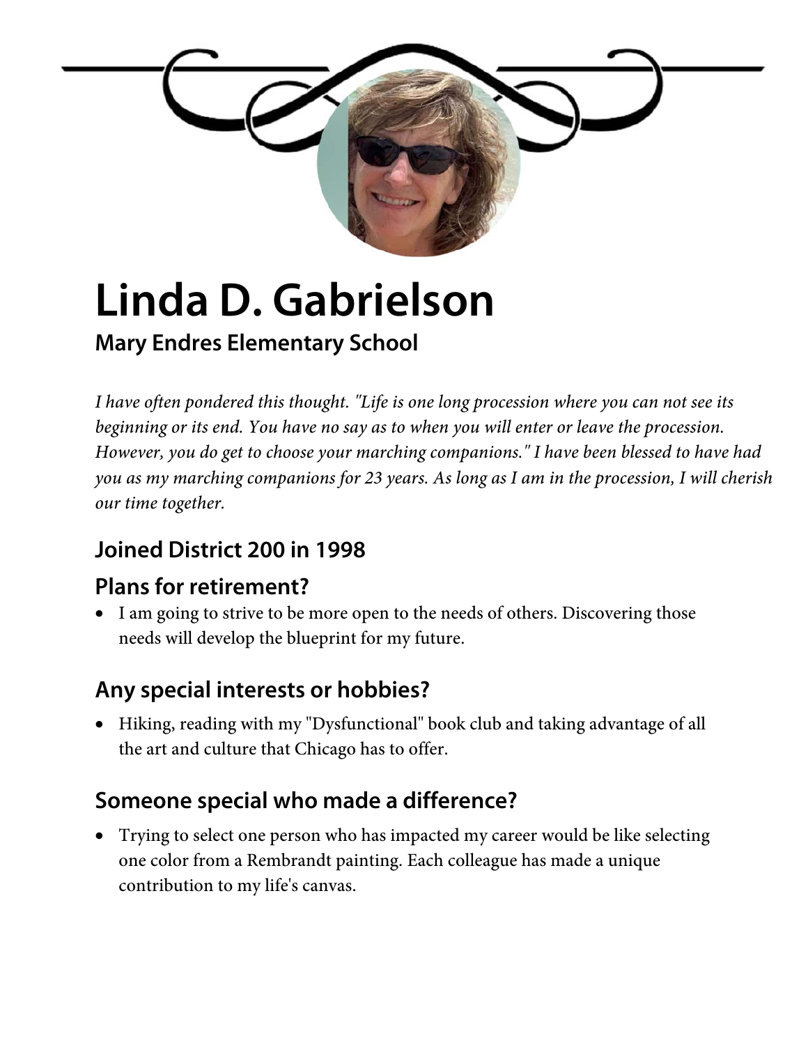# Linda D. Gabrielson

### Mary Endres Elementary School

*I have often pondered this thought. "Life is one long procession where you can not see its beginning or its end. You have no say as to when you will enter or leave the procession. However, you do get to choose your marching companions." I have been blessed to have had you as my marching companions for 23 years. As long as I am in the procession, I will cherish our time together.*

## Joined District 200 in 1998

## Plans for retirement?

- I am going to strive to be more open to the needs of others. Discovering those needs will develop the blueprint for my future.

## Any special interests or hobbies?

- Hiking, reading with my "Dysfunctional" book club and taking advantage of all the art and culture that Chicago has to offer.

## Someone special who made a difference?

- Trying to select one person who has impacted my career would be like selecting one color from a Rembrandt painting. Each colleague has made a unique contribution to my life's canvas.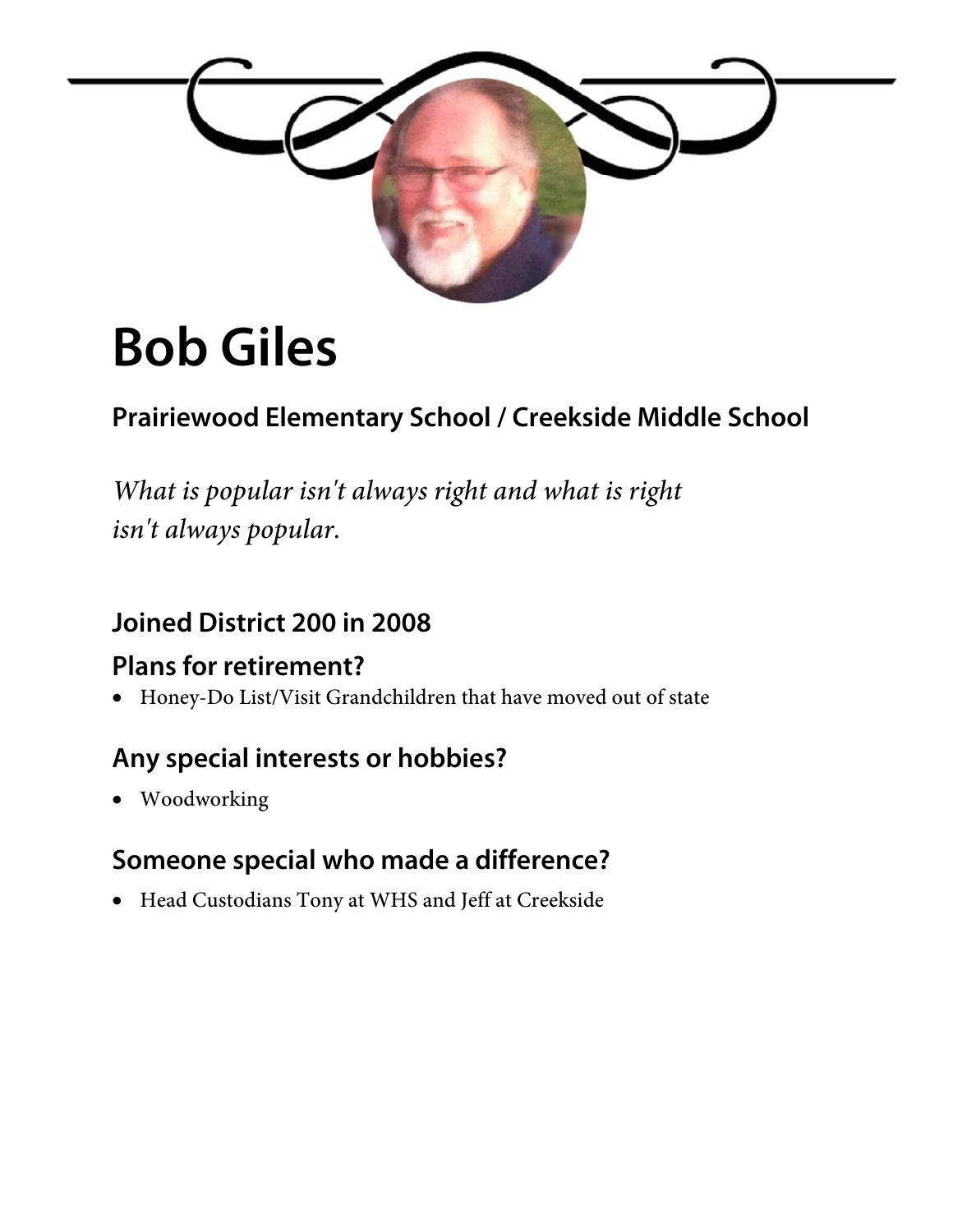# Bob Giles

### Prairiewood Elementary School / Creekside Middle School

*What is popular isn't always right and what is right isn't always popular.*

### Joined District 200 in 2008

### Plans for retirement?

- Honey-Do List/Visit Grandchildren that have moved out of state

### Any special interests or hobbies?

- Woodworking

### Someone special who made a difference?

- Head Custodians Tony at WHS and Jeff at Creekside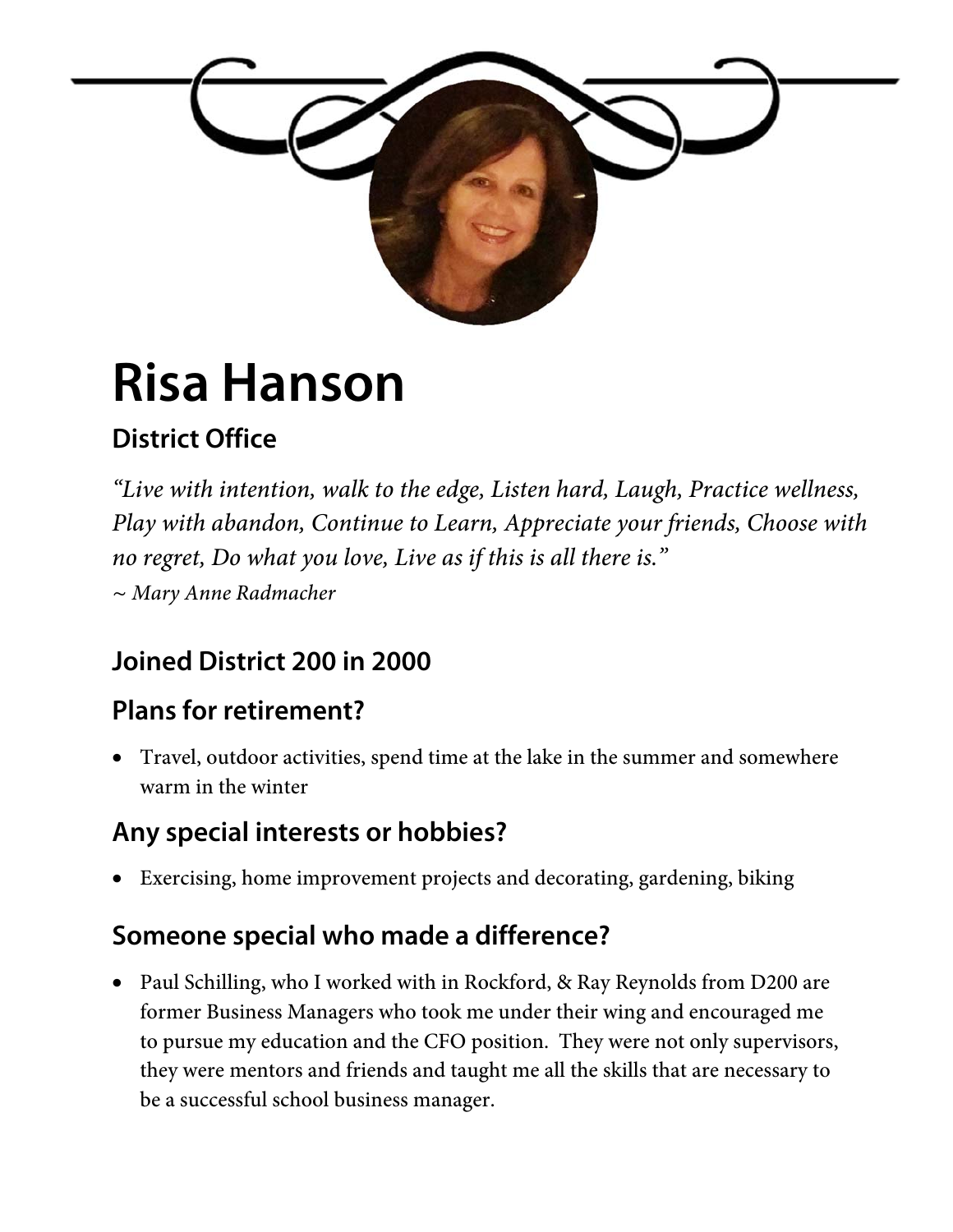# Risa Hanson

### District Office

*"Live with intention, walk to the edge, Listen hard, Laugh, Practice wellness, Play with abandon, Continue to Learn, Appreciate your friends, Choose with no regret, Do what you love, Live as if this is all there is."*
*~ Mary Anne Radmacher*

## Joined District 200 in 2000

## Plans for retirement?

- Travel, outdoor activities, spend time at the lake in the summer and somewhere warm in the winter

## Any special interests or hobbies?

- Exercising, home improvement projects and decorating, gardening, biking

## Someone special who made a difference?

- Paul Schilling, who I worked with in Rockford, & Ray Reynolds from D200 are former Business Managers who took me under their wing and encouraged me to pursue my education and the CFO position. They were not only supervisors, they were mentors and friends and taught me all the skills that are necessary to be a successful school business manager.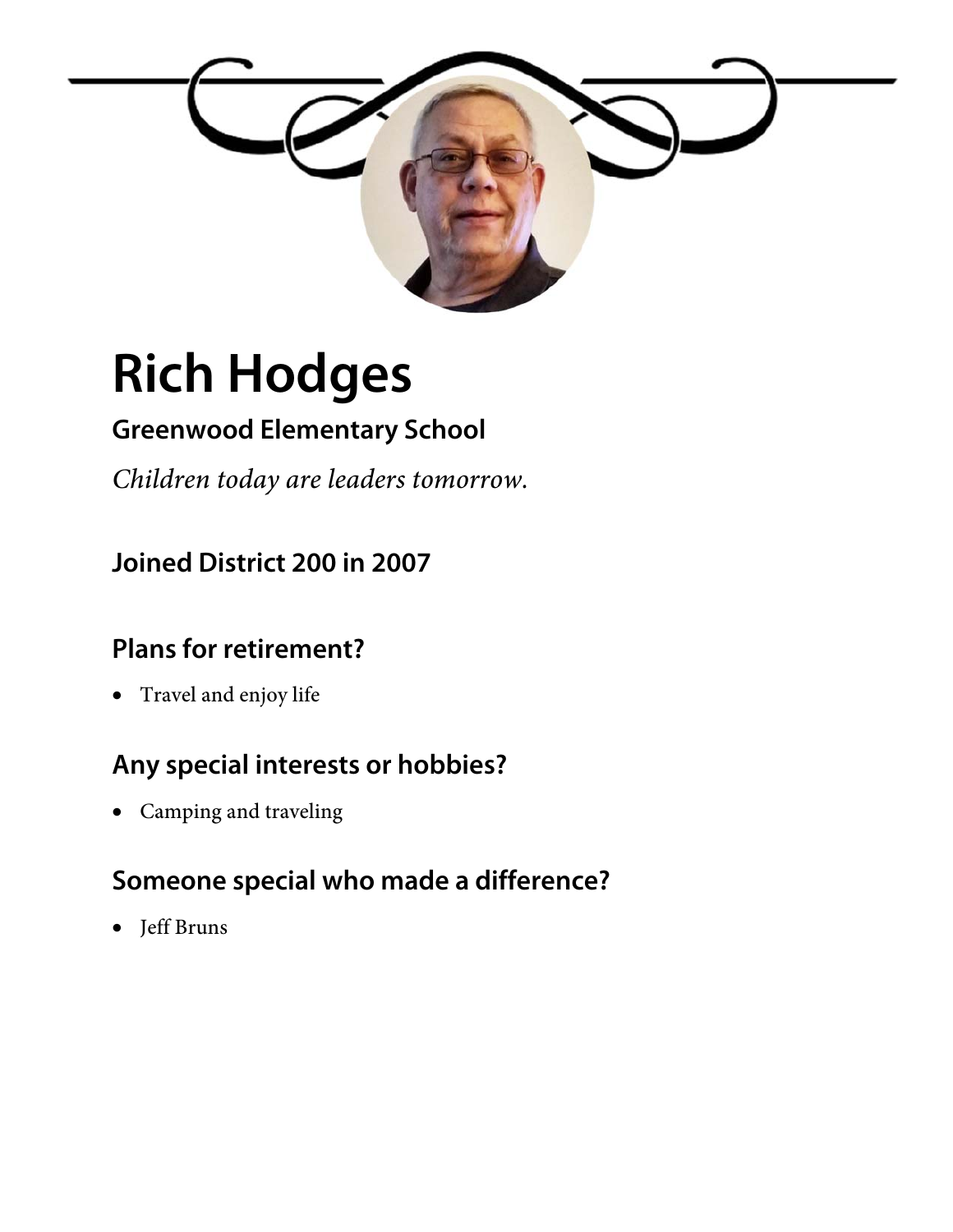# Rich Hodges

### Greenwood Elementary School

*Children today are leaders tomorrow.*

### Joined District 200 in 2007

### Plans for retirement?

- Travel and enjoy life

### Any special interests or hobbies?

- Camping and traveling

### Someone special who made a difference?

- Jeff Bruns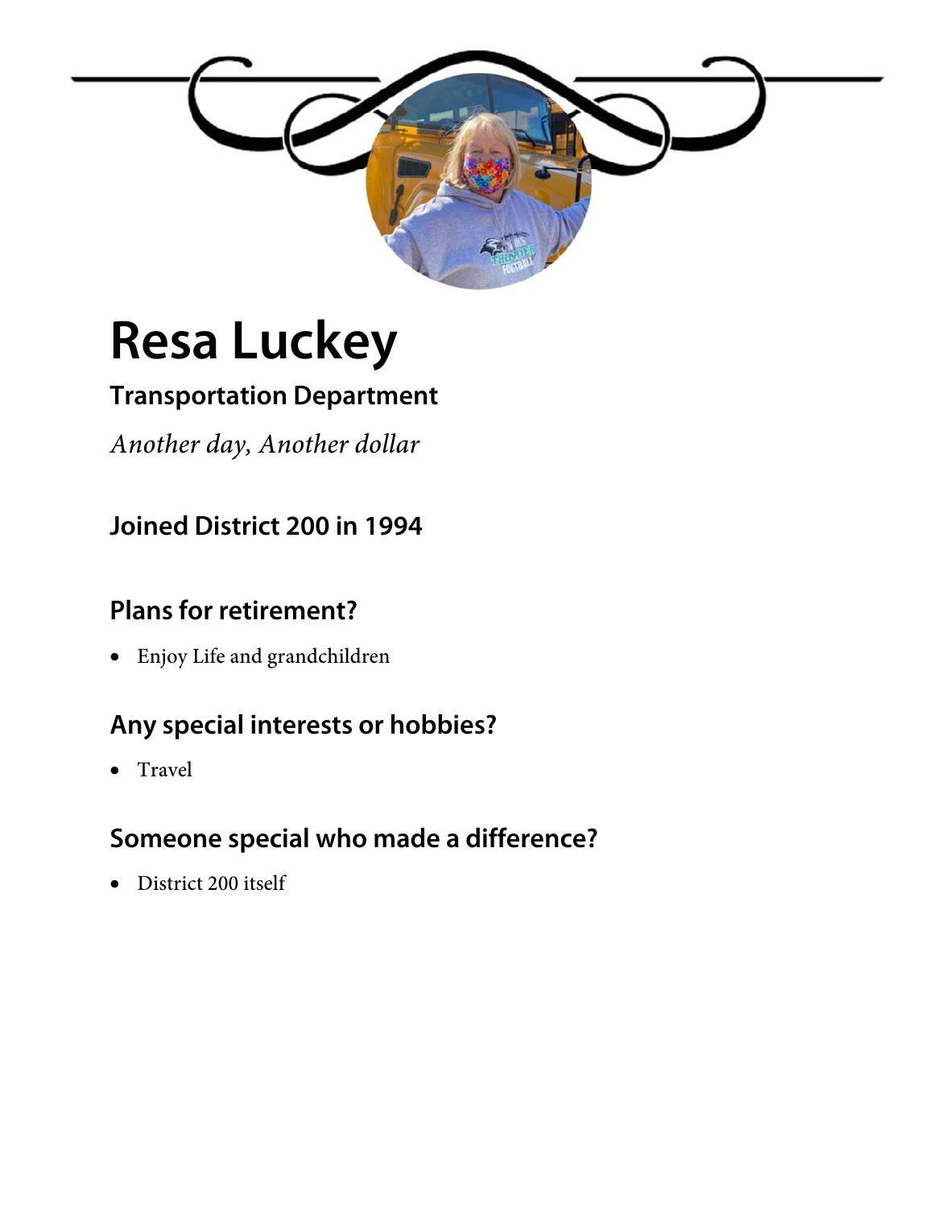# Resa Luckey

### Transportation Department

*Another day, Another dollar*

### Joined District 200 in 1994

### Plans for retirement?

- Enjoy Life and grandchildren

### Any special interests or hobbies?

- Travel

### Someone special who made a difference?

- District 200 itself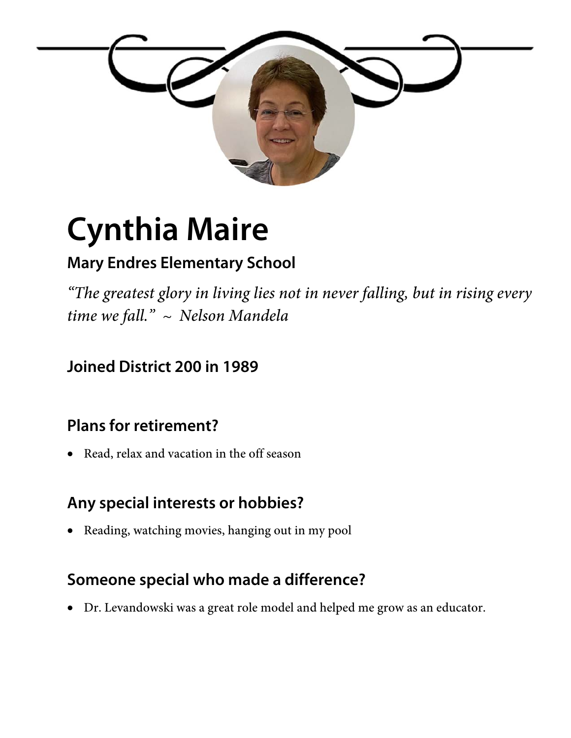# Cynthia Maire

### Mary Endres Elementary School

*"The greatest glory in living lies not in never falling, but in rising every time we fall." ~ Nelson Mandela*

### Joined District 200 in 1989

### Plans for retirement?

- Read, relax and vacation in the off season

### Any special interests or hobbies?

- Reading, watching movies, hanging out in my pool

### Someone special who made a difference?

- Dr. Levandowski was a great role model and helped me grow as an educator.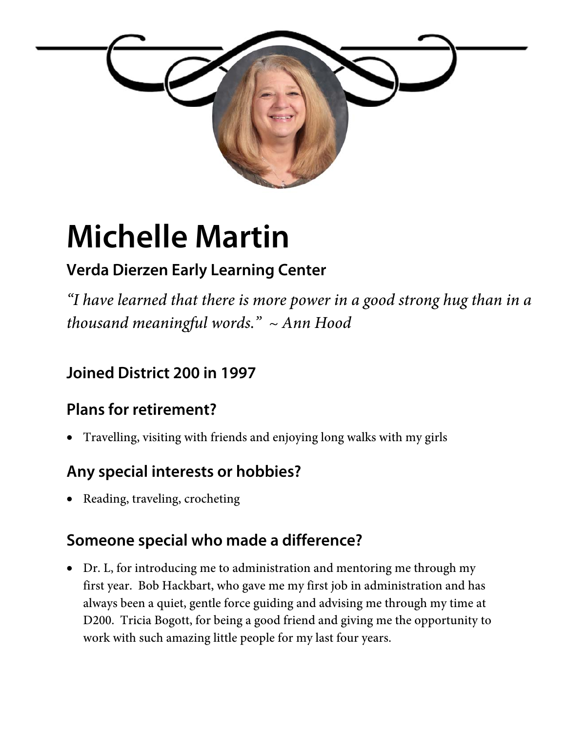# Michelle Martin

### Verda Dierzen Early Learning Center

*"I have learned that there is more power in a good strong hug than in a thousand meaningful words." ~ Ann Hood*

## Joined District 200 in 1997

## Plans for retirement?

- Travelling, visiting with friends and enjoying long walks with my girls

## Any special interests or hobbies?

- Reading, traveling, crocheting

## Someone special who made a difference?

- Dr. L, for introducing me to administration and mentoring me through my first year. Bob Hackbart, who gave me my first job in administration and has always been a quiet, gentle force guiding and advising me through my time at D200. Tricia Bogott, for being a good friend and giving me the opportunity to work with such amazing little people for my last four years.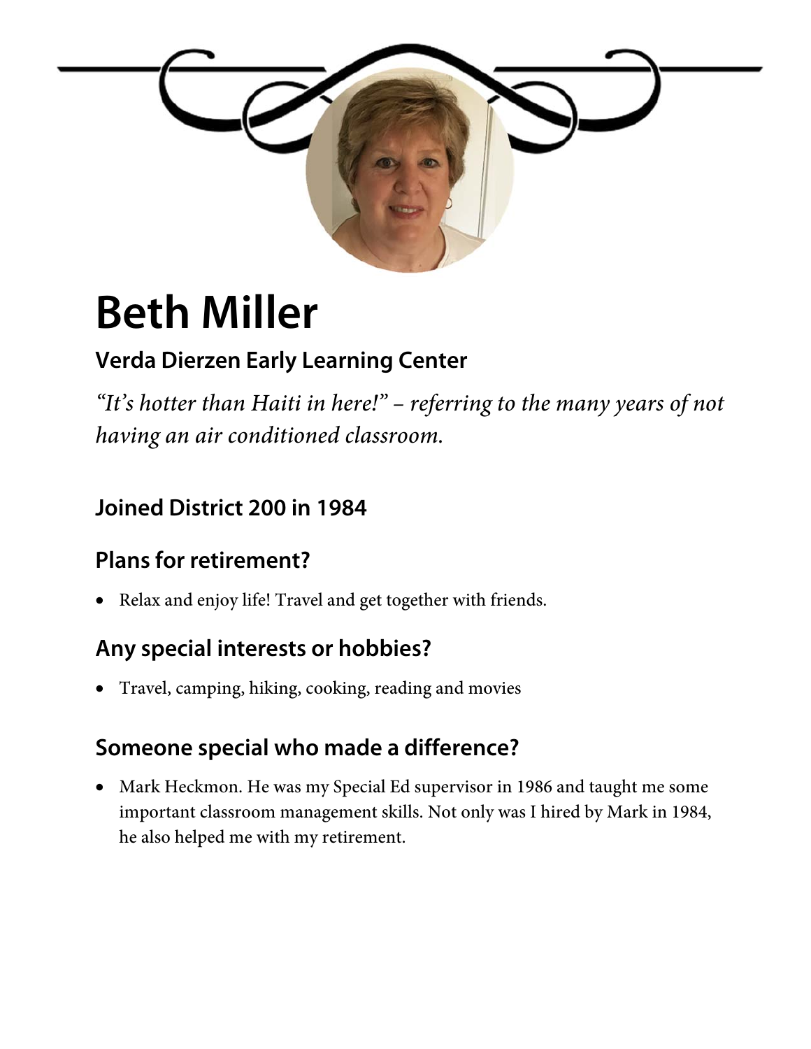# Beth Miller

### Verda Dierzen Early Learning Center

*"It's hotter than Haiti in here!" – referring to the many years of not having an air conditioned classroom.*

### Joined District 200 in 1984

### Plans for retirement?

- Relax and enjoy life! Travel and get together with friends.

### Any special interests or hobbies?

- Travel, camping, hiking, cooking, reading and movies

### Someone special who made a difference?

- Mark Heckmon. He was my Special Ed supervisor in 1986 and taught me some important classroom management skills. Not only was I hired by Mark in 1984, he also helped me with my retirement.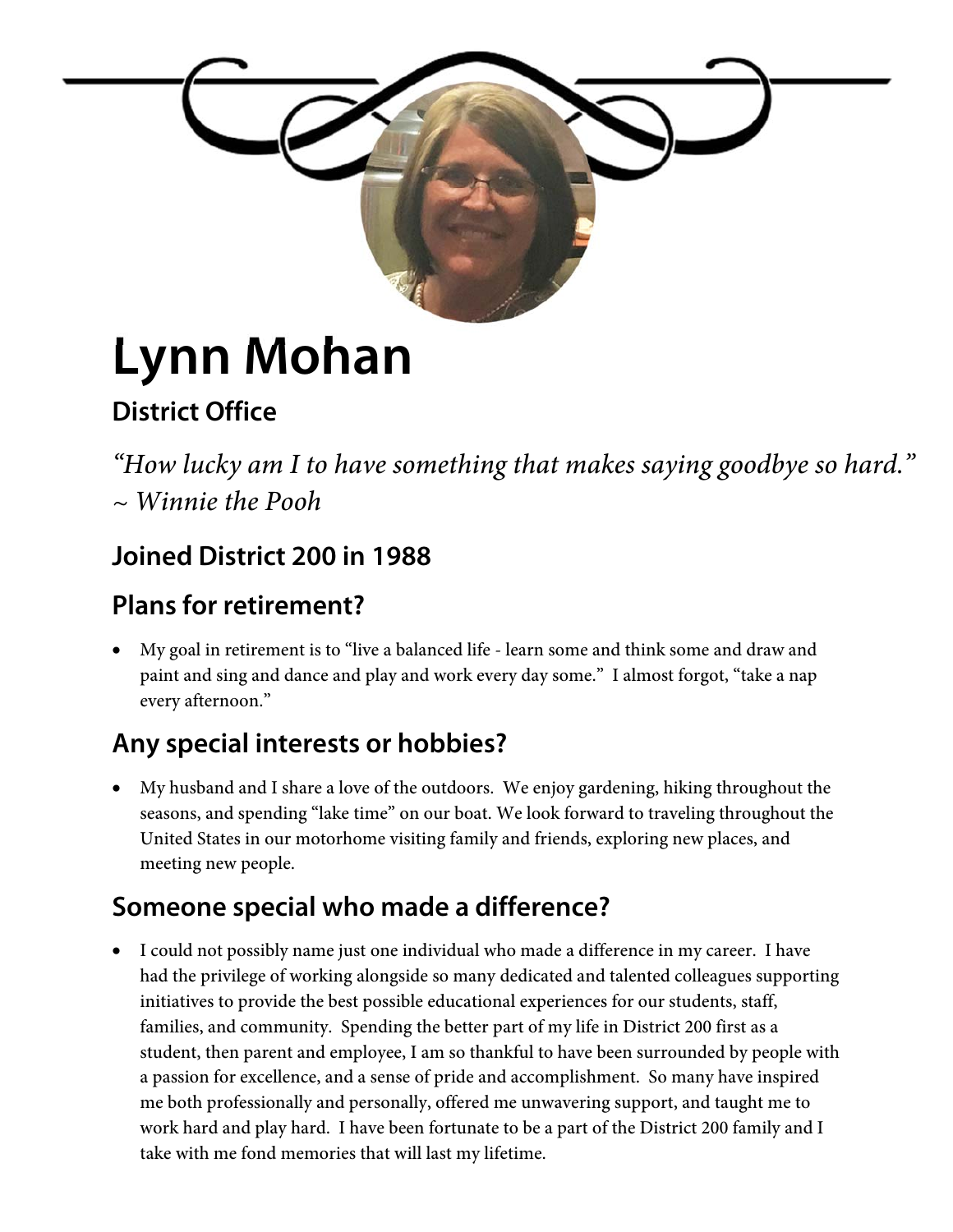# Lynn Mohan

## District Office

*"How lucky am I to have something that makes saying goodbye so hard."*
*~ Winnie the Pooh*

## Joined District 200 in 1988

## Plans for retirement?

- My goal in retirement is to "live a balanced life - learn some and think some and draw and paint and sing and dance and play and work every day some." I almost forgot, "take a nap every afternoon."

## Any special interests or hobbies?

- My husband and I share a love of the outdoors. We enjoy gardening, hiking throughout the seasons, and spending "lake time" on our boat. We look forward to traveling throughout the United States in our motorhome visiting family and friends, exploring new places, and meeting new people.

## Someone special who made a difference?

- I could not possibly name just one individual who made a difference in my career. I have had the privilege of working alongside so many dedicated and talented colleagues supporting initiatives to provide the best possible educational experiences for our students, staff, families, and community. Spending the better part of my life in District 200 first as a student, then parent and employee, I am so thankful to have been surrounded by people with a passion for excellence, and a sense of pride and accomplishment. So many have inspired me both professionally and personally, offered me unwavering support, and taught me to work hard and play hard. I have been fortunate to be a part of the District 200 family and I take with me fond memories that will last my lifetime.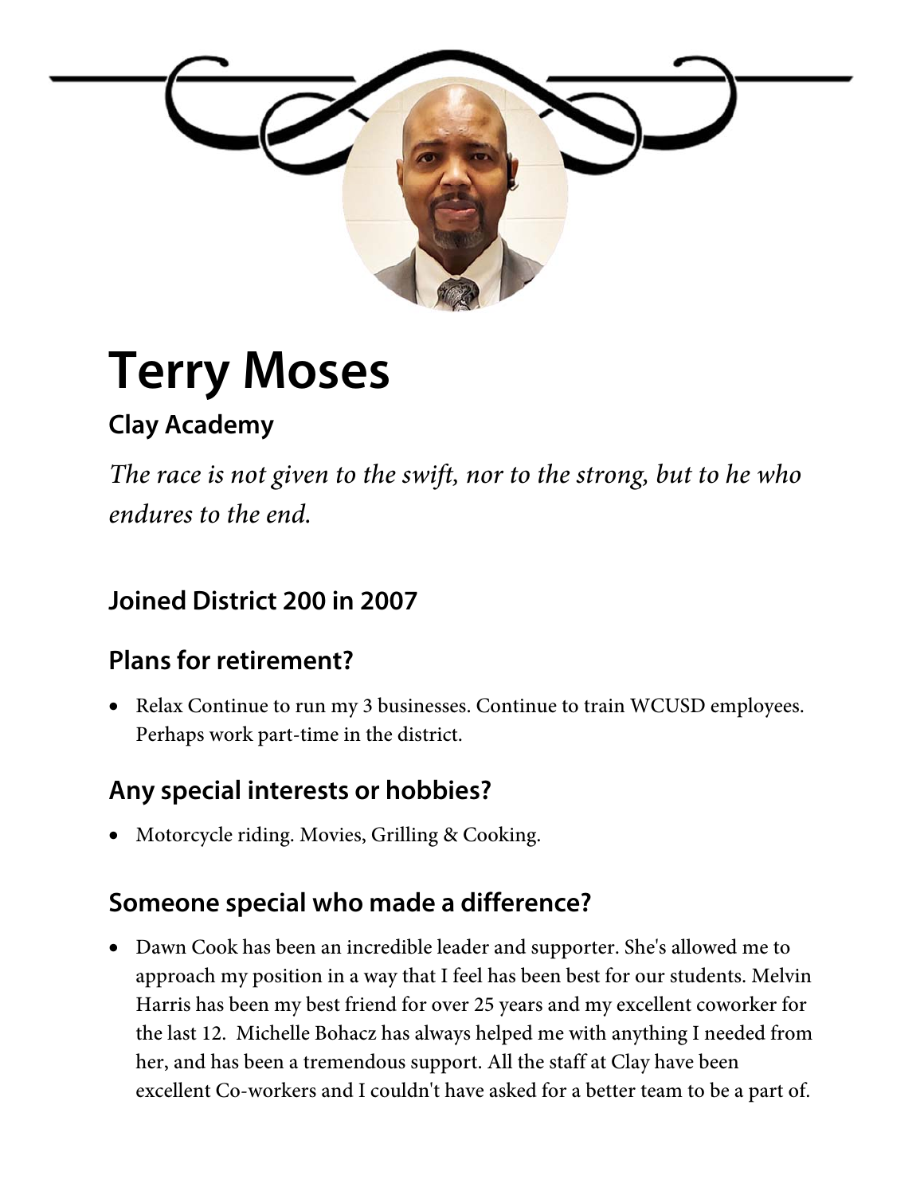# Terry Moses

### Clay Academy

*The race is not given to the swift, nor to the strong, but to he who endures to the end.*

## Joined District 200 in 2007

## Plans for retirement?

- Relax Continue to run my 3 businesses. Continue to train WCUSD employees. Perhaps work part-time in the district.

## Any special interests or hobbies?

- Motorcycle riding. Movies, Grilling & Cooking.

## Someone special who made a difference?

- Dawn Cook has been an incredible leader and supporter. She's allowed me to approach my position in a way that I feel has been best for our students. Melvin Harris has been my best friend for over 25 years and my excellent coworker for the last 12. Michelle Bohacz has always helped me with anything I needed from her, and has been a tremendous support. All the staff at Clay have been excellent Co-workers and I couldn't have asked for a better team to be a part of.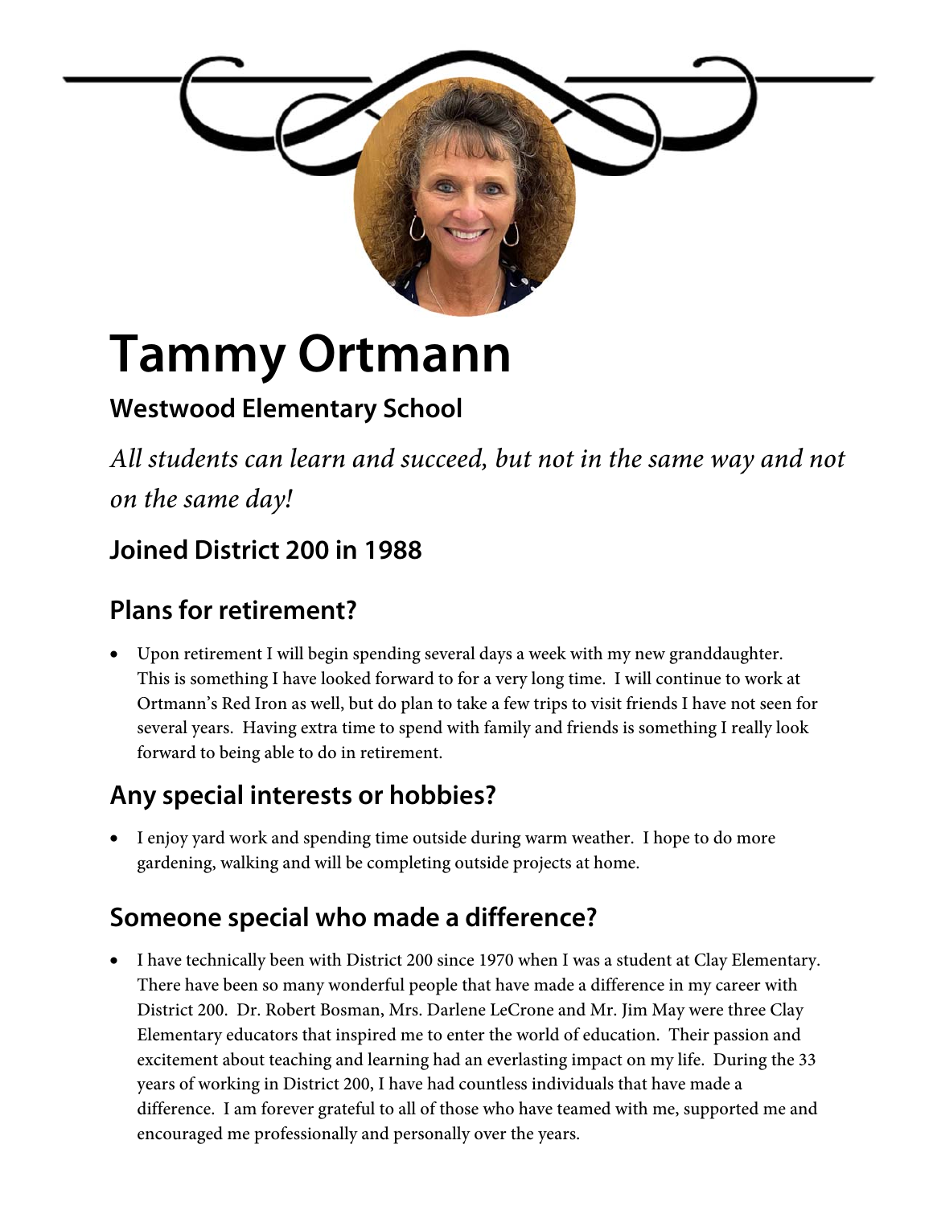# Tammy Ortmann

### Westwood Elementary School

*All students can learn and succeed, but not in the same way and not on the same day!*

## Joined District 200 in 1988

## Plans for retirement?

- Upon retirement I will begin spending several days a week with my new granddaughter. This is something I have looked forward to for a very long time. I will continue to work at Ortmann's Red Iron as well, but do plan to take a few trips to visit friends I have not seen for several years. Having extra time to spend with family and friends is something I really look forward to being able to do in retirement.

## Any special interests or hobbies?

- I enjoy yard work and spending time outside during warm weather. I hope to do more gardening, walking and will be completing outside projects at home.

## Someone special who made a difference?

- I have technically been with District 200 since 1970 when I was a student at Clay Elementary. There have been so many wonderful people that have made a difference in my career with District 200. Dr. Robert Bosman, Mrs. Darlene LeCrone and Mr. Jim May were three Clay Elementary educators that inspired me to enter the world of education. Their passion and excitement about teaching and learning had an everlasting impact on my life. During the 33 years of working in District 200, I have had countless individuals that have made a difference. I am forever grateful to all of those who have teamed with me, supported me and encouraged me professionally and personally over the years.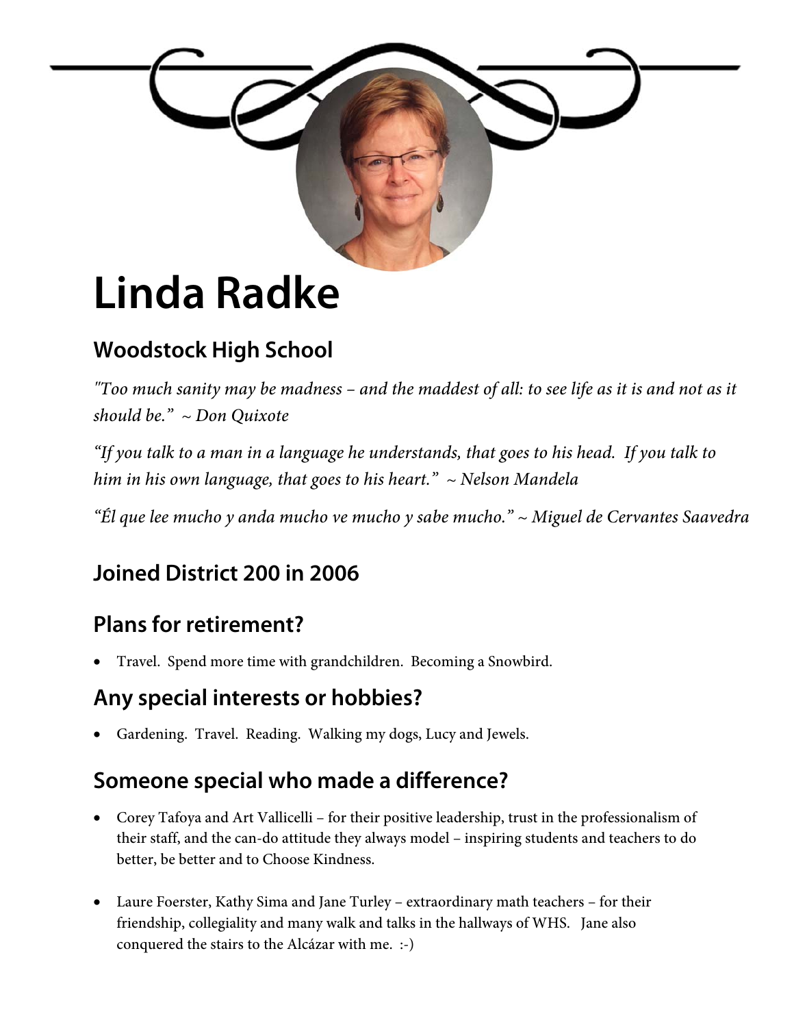# Linda Radke

## Woodstock High School

*"Too much sanity may be madness – and the maddest of all: to see life as it is and not as it should be." ~ Don Quixote*

*"If you talk to a man in a language he understands, that goes to his head. If you talk to him in his own language, that goes to his heart." ~ Nelson Mandela*

*"Él que lee mucho y anda mucho ve mucho y sabe mucho." ~ Miguel de Cervantes Saavedra*

## Joined District 200 in 2006

## Plans for retirement?

- Travel. Spend more time with grandchildren. Becoming a Snowbird.

## Any special interests or hobbies?

- Gardening. Travel. Reading. Walking my dogs, Lucy and Jewels.

## Someone special who made a difference?

- Corey Tafoya and Art Vallicelli – for their positive leadership, trust in the professionalism of their staff, and the can-do attitude they always model – inspiring students and teachers to do better, be better and to Choose Kindness.

- Laure Foerster, Kathy Sima and Jane Turley – extraordinary math teachers – for their friendship, collegiality and many walk and talks in the hallways of WHS. Jane also conquered the stairs to the Alcázar with me. :-)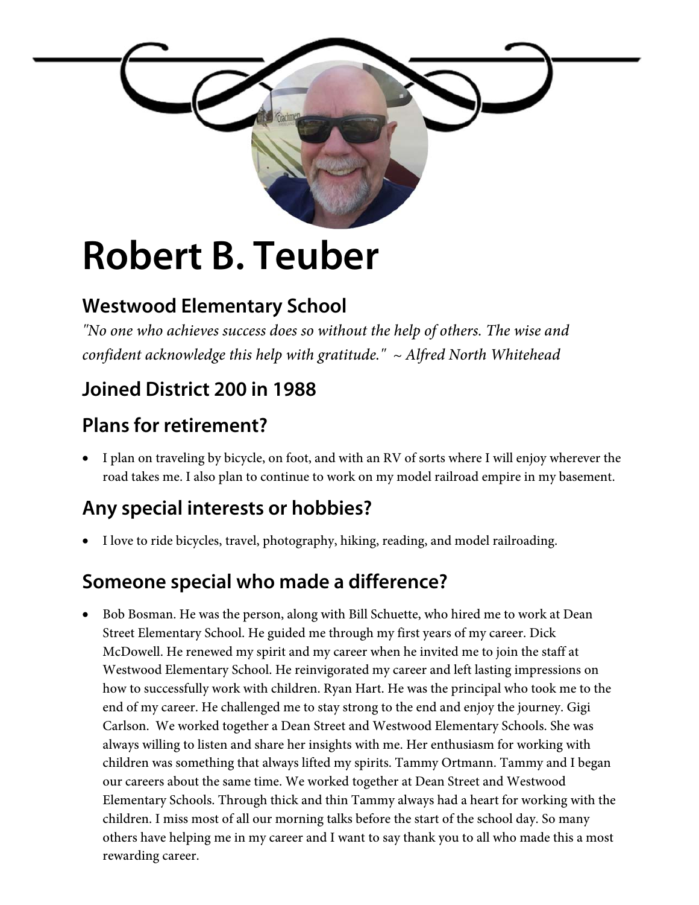# Robert B. Teuber

## Westwood Elementary School

*"No one who achieves success does so without the help of others. The wise and confident acknowledge this help with gratitude." ~ Alfred North Whitehead*

## Joined District 200 in 1988

## Plans for retirement?

- I plan on traveling by bicycle, on foot, and with an RV of sorts where I will enjoy wherever the road takes me. I also plan to continue to work on my model railroad empire in my basement.

## Any special interests or hobbies?

- I love to ride bicycles, travel, photography, hiking, reading, and model railroading.

## Someone special who made a difference?

- Bob Bosman. He was the person, along with Bill Schuette, who hired me to work at Dean Street Elementary School. He guided me through my first years of my career. Dick McDowell. He renewed my spirit and my career when he invited me to join the staff at Westwood Elementary School. He reinvigorated my career and left lasting impressions on how to successfully work with children. Ryan Hart. He was the principal who took me to the end of my career. He challenged me to stay strong to the end and enjoy the journey. Gigi Carlson. We worked together a Dean Street and Westwood Elementary Schools. She was always willing to listen and share her insights with me. Her enthusiasm for working with children was something that always lifted my spirits. Tammy Ortmann. Tammy and I began our careers about the same time. We worked together at Dean Street and Westwood Elementary Schools. Through thick and thin Tammy always had a heart for working with the children. I miss most of all our morning talks before the start of the school day. So many others have helping me in my career and I want to say thank you to all who made this a most rewarding career.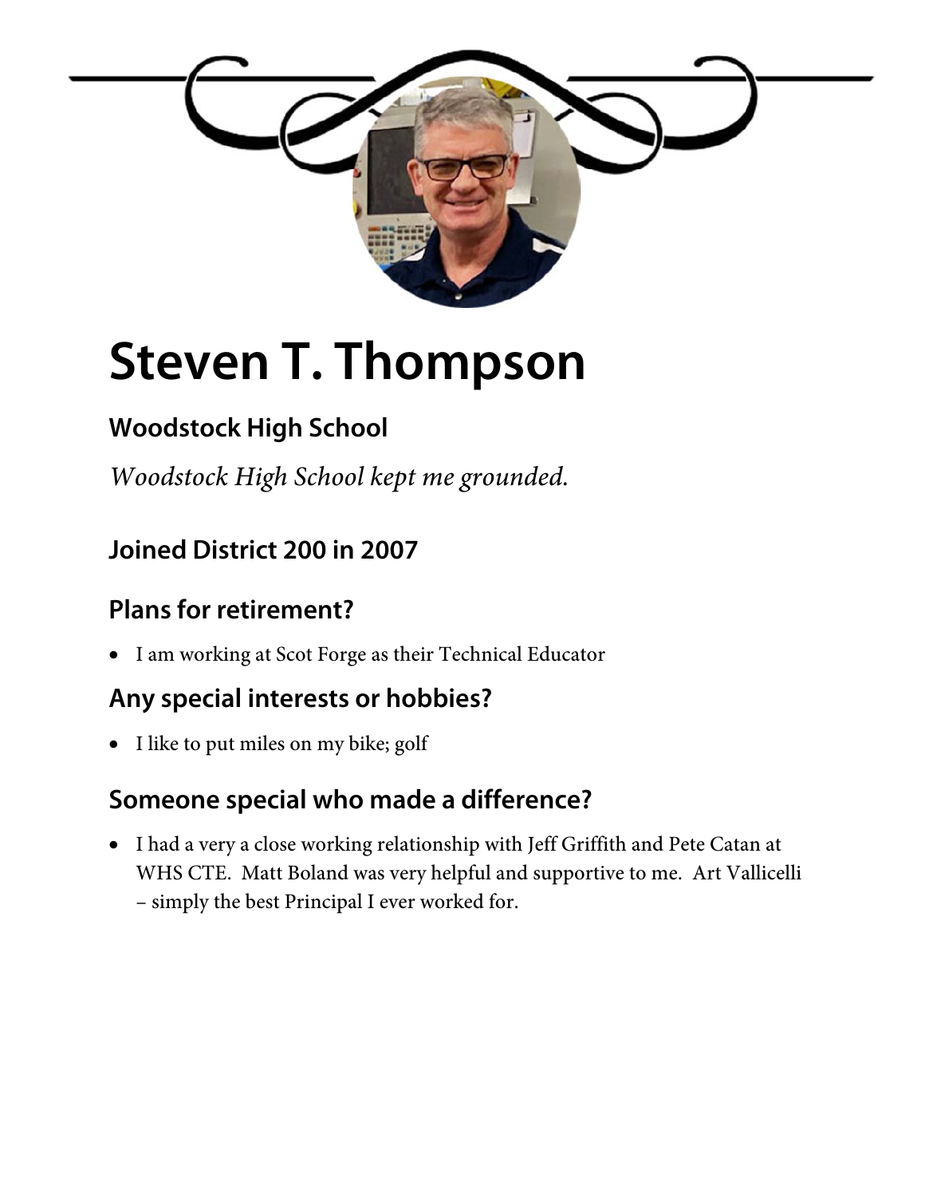# Steven T. Thompson

### Woodstock High School

*Woodstock High School kept me grounded.*

### Joined District 200 in 2007

### Plans for retirement?

- I am working at Scot Forge as their Technical Educator

### Any special interests or hobbies?

- I like to put miles on my bike; golf

### Someone special who made a difference?

- I had a very a close working relationship with Jeff Griffith and Pete Catan at WHS CTE. Matt Boland was very helpful and supportive to me. Art Vallicelli – simply the best Principal I ever worked for.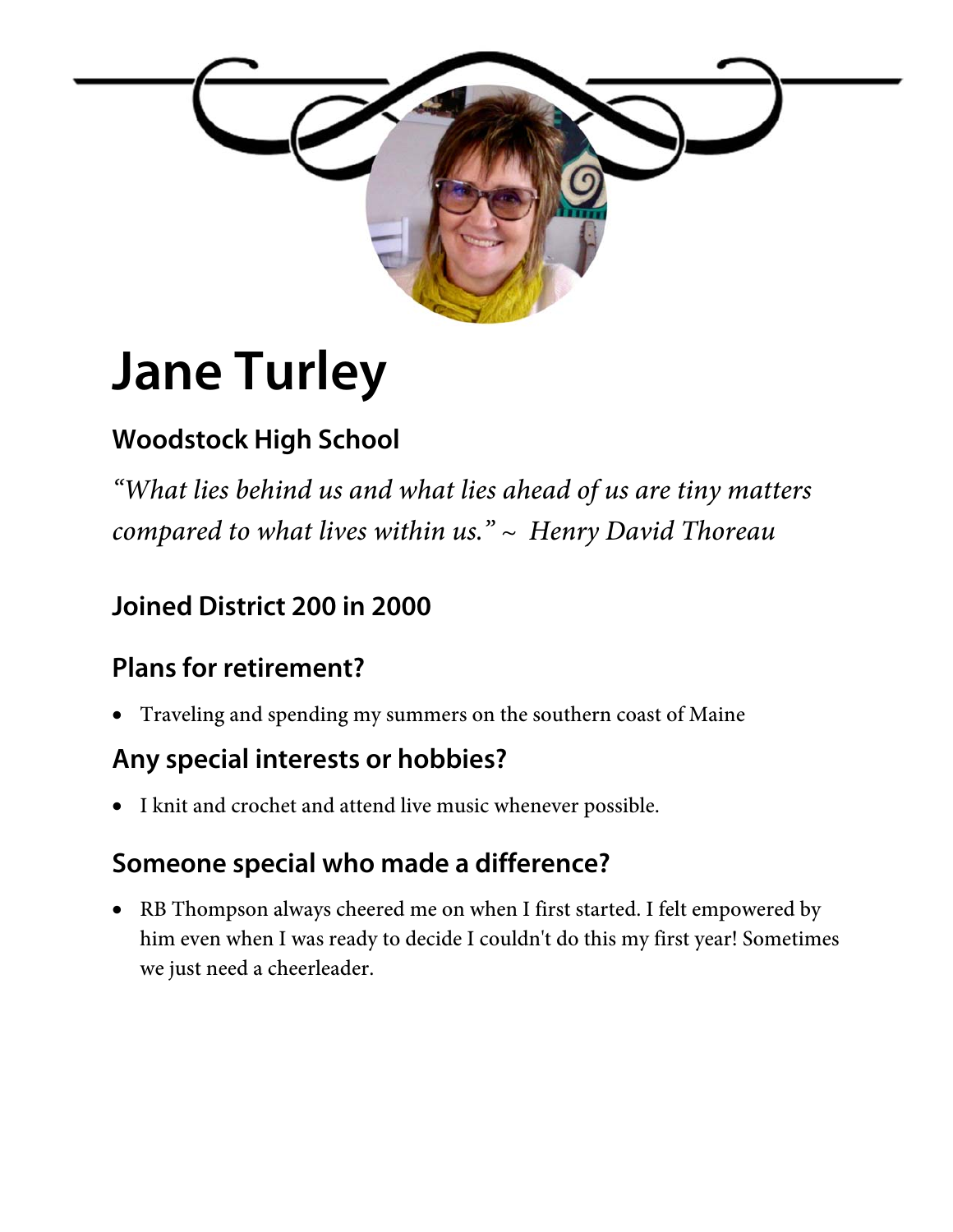# Jane Turley

### Woodstock High School

*"What lies behind us and what lies ahead of us are tiny matters compared to what lives within us." ~ Henry David Thoreau*

### Joined District 200 in 2000

### Plans for retirement?

- Traveling and spending my summers on the southern coast of Maine

### Any special interests or hobbies?

- I knit and crochet and attend live music whenever possible.

### Someone special who made a difference?

- RB Thompson always cheered me on when I first started. I felt empowered by him even when I was ready to decide I couldn't do this my first year! Sometimes we just need a cheerleader.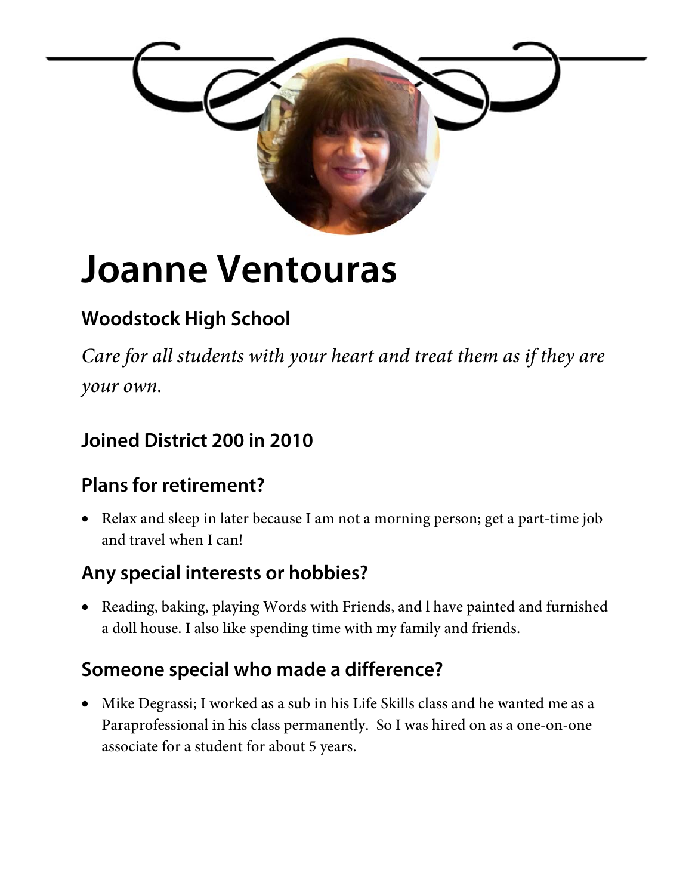# Joanne Ventouras

### Woodstock High School

*Care for all students with your heart and treat them as if they are your own.*

## Joined District 200 in 2010

## Plans for retirement?

- Relax and sleep in later because I am not a morning person; get a part-time job and travel when I can!

## Any special interests or hobbies?

- Reading, baking, playing Words with Friends, and l have painted and furnished a doll house. I also like spending time with my family and friends.

## Someone special who made a difference?

- Mike Degrassi; I worked as a sub in his Life Skills class and he wanted me as a Paraprofessional in his class permanently. So I was hired on as a one-on-one associate for a student for about 5 years.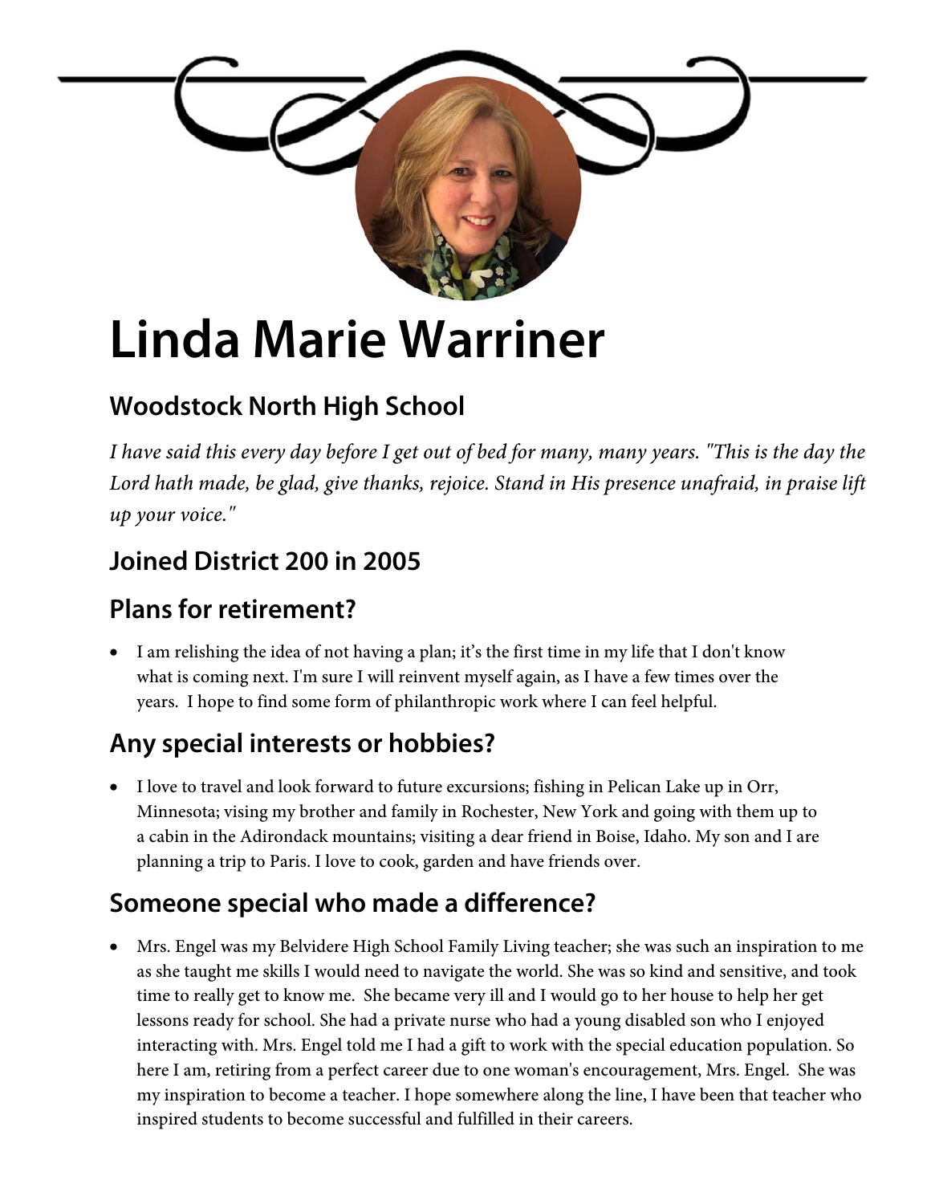# Linda Marie Warriner

## Woodstock North High School

*I have said this every day before I get out of bed for many, many years. "This is the day the Lord hath made, be glad, give thanks, rejoice. Stand in His presence unafraid, in praise lift up your voice."*

## Joined District 200 in 2005

## Plans for retirement?

- I am relishing the idea of not having a plan; it's the first time in my life that I don't know what is coming next. I'm sure I will reinvent myself again, as I have a few times over the years. I hope to find some form of philanthropic work where I can feel helpful.

## Any special interests or hobbies?

- I love to travel and look forward to future excursions; fishing in Pelican Lake up in Orr, Minnesota; vising my brother and family in Rochester, New York and going with them up to a cabin in the Adirondack mountains; visiting a dear friend in Boise, Idaho. My son and I are planning a trip to Paris. I love to cook, garden and have friends over.

## Someone special who made a difference?

- Mrs. Engel was my Belvidere High School Family Living teacher; she was such an inspiration to me as she taught me skills I would need to navigate the world. She was so kind and sensitive, and took time to really get to know me. She became very ill and I would go to her house to help her get lessons ready for school. She had a private nurse who had a young disabled son who I enjoyed interacting with. Mrs. Engel told me I had a gift to work with the special education population. So here I am, retiring from a perfect career due to one woman's encouragement, Mrs. Engel. She was my inspiration to become a teacher. I hope somewhere along the line, I have been that teacher who inspired students to become successful and fulfilled in their careers.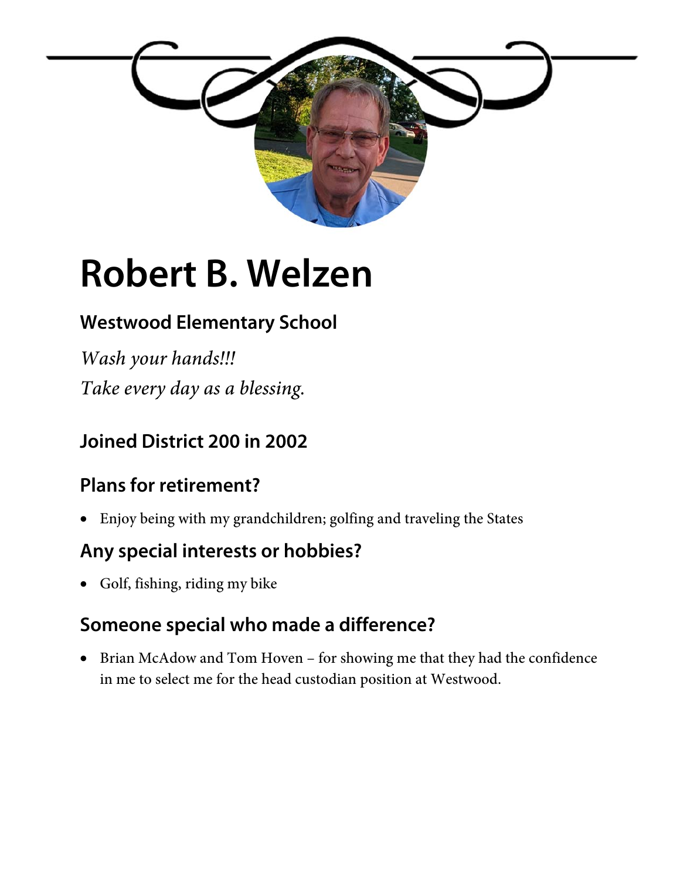# Robert B. Welzen

## Westwood Elementary School

*Wash your hands!!!*

*Take every day as a blessing.*

## Joined District 200 in 2002

## Plans for retirement?

- Enjoy being with my grandchildren; golfing and traveling the States

## Any special interests or hobbies?

- Golf, fishing, riding my bike

## Someone special who made a difference?

- Brian McAdow and Tom Hoven – for showing me that they had the confidence in me to select me for the head custodian position at Westwood.